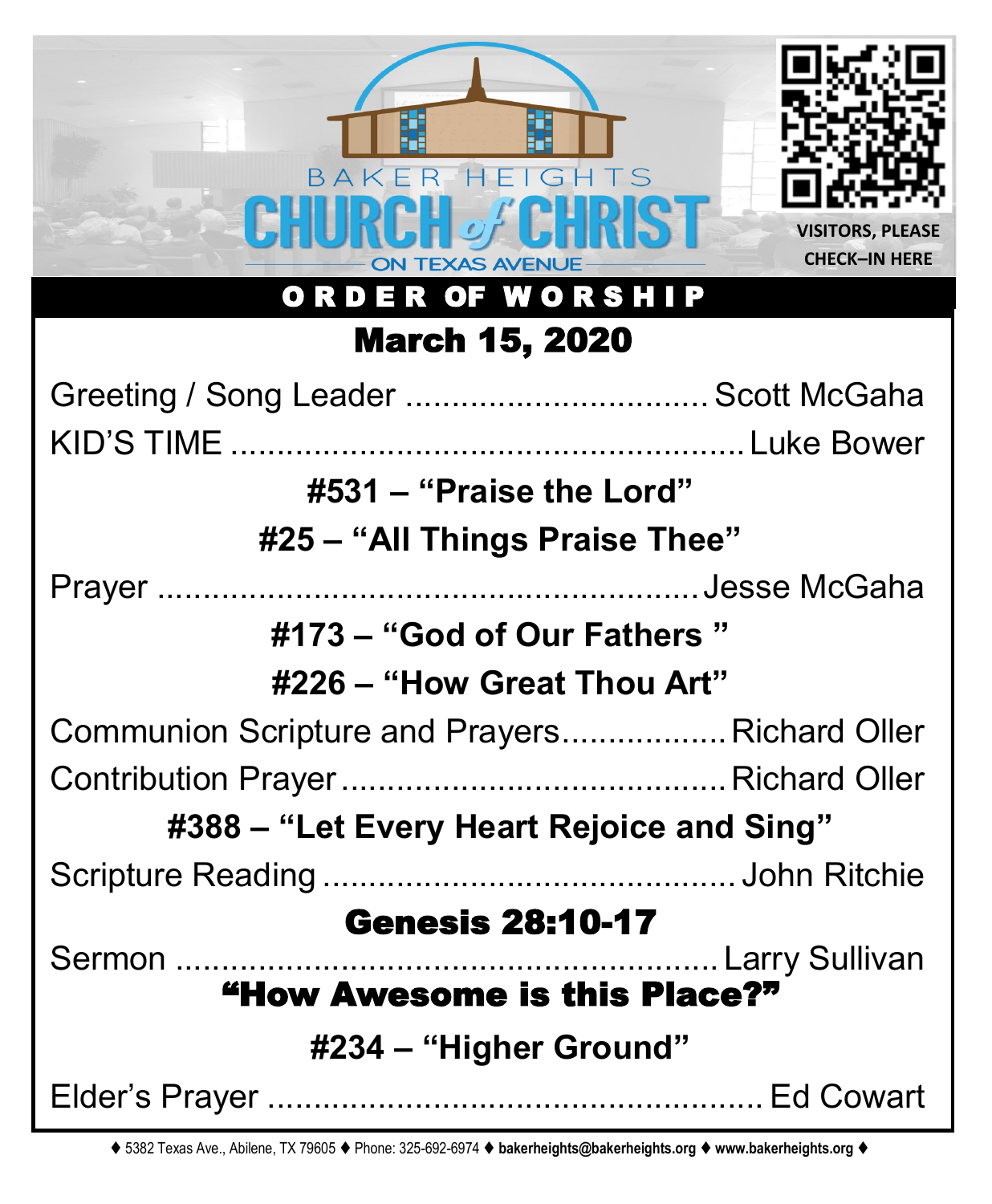BAKER HEIGHTS

# CHURCH of CHRIST

ON TEXAS AVENUE

VISITORS, PLEASE CHECK–IN HERE

## ORDER OF WORSHIP

## March 15, 2020

Greeting / Song Leader ................................ Scott McGaha

KID'S TIME ...................................................... Luke Bower

**#531 – "Praise the Lord"**

**#25 – "All Things Praise Thee"**

Prayer ........................................................ Jesse McGaha

**#173 – "God of Our Fathers "**

**#226 – "How Great Thou Art"**

Communion Scripture and Prayers................. Richard Oller

Contribution Prayer........................................ Richard Oller

**#388 – "Let Every Heart Rejoice and Sing"**

Scripture Reading .......................................... John Ritchie

**Genesis 28:10-17**

Sermon ........................................................ Larry Sullivan

**"How Awesome is this Place?"**

**#234 – "Higher Ground"**

Elder's Prayer .................................................. Ed Cowart

♦ 5382 Texas Ave., Abilene, TX 79605 ♦ Phone: 325-692-6974 ♦ **bakerheights@bakerheights.org** ♦ **www.bakerheights.org** ♦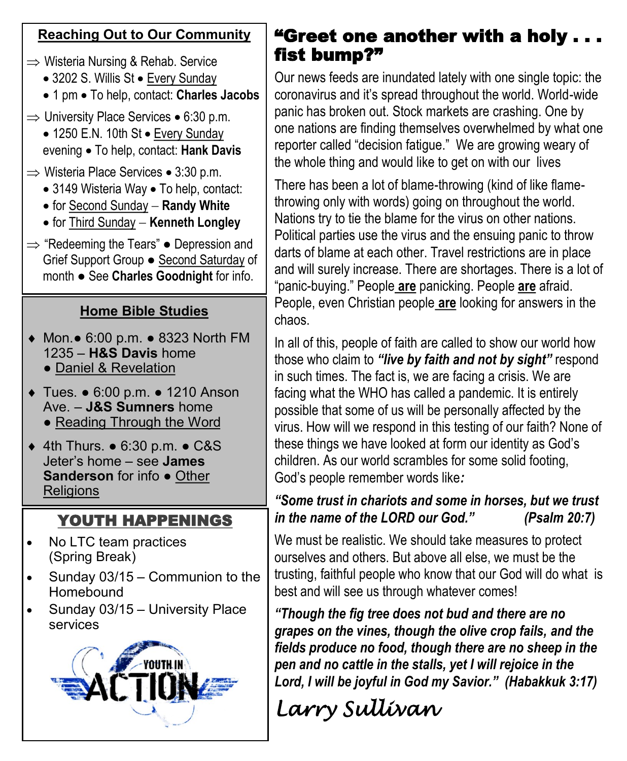## Reaching Out to Our Community

- ⇒ Wisteria Nursing & Rehab. Service
  - 3202 S. Willis St • Every Sunday
  - 1 pm • To help, contact: **Charles Jacobs**
- ⇒ University Place Services • 6:30 p.m.
  - 1250 E.N. 10th St • Every Sunday evening • To help, contact: **Hank Davis**
- ⇒ Wisteria Place Services • 3:30 p.m.
  - 3149 Wisteria Way • To help, contact:
  - for Second Sunday – **Randy White**
  - for Third Sunday – **Kenneth Longley**
- ⇒ "Redeeming the Tears" ● Depression and Grief Support Group ● Second Saturday of month ● See **Charles Goodnight** for info.

## Home Bible Studies

- Mon.● 6:00 p.m. ● 8323 North FM 1235 – **H&S Davis** home ● Daniel & Revelation
- Tues. ● 6:00 p.m. ● 1210 Anson Ave. – **J&S Sumners** home ● Reading Through the Word
- 4th Thurs. ● 6:30 p.m. ● C&S Jeter's home – see **James Sanderson** for info ● Other Religions

## YOUTH HAPPENINGS

- No LTC team practices (Spring Break)
- Sunday 03/15 – Communion to the Homebound
- Sunday 03/15 – University Place services

# "Greet one another with a holy . . . fist bump?"

Our news feeds are inundated lately with one single topic: the coronavirus and it's spread throughout the world. World-wide panic has broken out. Stock markets are crashing. One by one nations are finding themselves overwhelmed by what one reporter called "decision fatigue." We are growing weary of the whole thing and would like to get on with our lives

There has been a lot of blame-throwing (kind of like flame-throwing only with words) going on throughout the world. Nations try to tie the blame for the virus on other nations. Political parties use the virus and the ensuing panic to throw darts of blame at each other. Travel restrictions are in place and will surely increase. There are shortages. There is a lot of "panic-buying." People **are** panicking. People **are** afraid. People, even Christian people **are** looking for answers in the chaos.

In all of this, people of faith are called to show our world how those who claim to ***"live by faith and not by sight"*** respond in such times. The fact is, we are facing a crisis. We are facing what the WHO has called a pandemic. It is entirely possible that some of us will be personally affected by the virus. How will we respond in this testing of our faith? None of these things we have looked at form our identity as God's children. As our world scrambles for some solid footing, God's people remember words like:

***"Some trust in chariots and some in horses, but we trust in the name of the LORD our God." (Psalm 20:7)***

We must be realistic. We should take measures to protect ourselves and others. But above all else, we must be the trusting, faithful people who know that our God will do what is best and will see us through whatever comes!

***"Though the fig tree does not bud and there are no grapes on the vines, though the olive crop fails, and the fields produce no food, though there are no sheep in the pen and no cattle in the stalls, yet I will rejoice in the Lord, I will be joyful in God my Savior." (Habakkuk 3:17)***

*Larry Sullivan*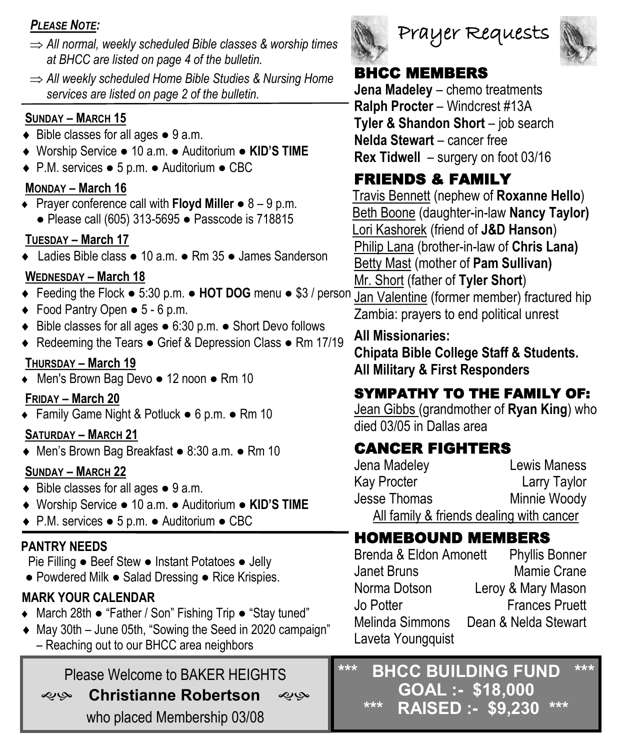***PLEASE NOTE:***

- ⇒ *All normal, weekly scheduled Bible classes & worship times at BHCC are listed on page 4 of the bulletin.*
- ⇒ *All weekly scheduled Home Bible Studies & Nursing Home services are listed on page 2 of the bulletin.*

**SUNDAY – MARCH 15**

- ♦ Bible classes for all ages ● 9 a.m.
- ♦ Worship Service ● 10 a.m. ● Auditorium ● **KID'S TIME**
- ♦ P.M. services ● 5 p.m. ● Auditorium ● CBC

**MONDAY – March 16**

- ♦ Prayer conference call with **Floyd Miller** ● 8 – 9 p.m.
  - ● Please call (605) 313-5695 ● Passcode is 718815

**TUESDAY – March 17**

- ♦ Ladies Bible class ● 10 a.m. ● Rm 35 ● James Sanderson

**WEDNESDAY – March 18**

- ♦ Feeding the Flock ● 5:30 p.m. ● **HOT DOG** menu ● $3 / person
- ♦ Food Pantry Open ● 5 - 6 p.m.
- ♦ Bible classes for all ages ● 6:30 p.m. ● Short Devo follows
- ♦ Redeeming the Tears ● Grief & Depression Class ● Rm 17/19

**THURSDAY – March 19**

- ♦ Men's Brown Bag Devo ● 12 noon ● Rm 10

**FRIDAY – March 20**

- ♦ Family Game Night & Potluck ● 6 p.m. ● Rm 10

**SATURDAY – MARCH 21**

- ♦ Men's Brown Bag Breakfast ● 8:30 a.m. ● Rm 10

**SUNDAY – MARCH 22**

- ♦ Bible classes for all ages ● 9 a.m.
- ♦ Worship Service ● 10 a.m. ● Auditorium ● **KID'S TIME**
- ♦ P.M. services ● 5 p.m. ● Auditorium ● CBC

**PANTRY NEEDS**

Pie Filling ● Beef Stew ● Instant Potatoes ● Jelly ● Powdered Milk ● Salad Dressing ● Rice Krispies.

**MARK YOUR CALENDAR**

- ♦ March 28th ● "Father / Son" Fishing Trip ● "Stay tuned"
- ♦ May 30th – June 05th, "Sowing the Seed in 2020 campaign" – Reaching out to our BHCC area neighbors

Please Welcome to BAKER HEIGHTS

**Christianne Robertson**

who placed Membership 03/08

# Prayer Requests

## BHCC MEMBERS

**Jena Madeley** – chemo treatments
**Ralph Procter** – Windcrest #13A
**Tyler & Shandon Short** – job search
**Nelda Stewart** – cancer free
**Rex Tidwell** – surgery on foot 03/16

## FRIENDS & FAMILY

Travis Bennett (nephew of **Roxanne Hello**)
Beth Boone (daughter-in-law **Nancy Taylor)**
Lori Kashorek (friend of **J&D Hanson**)
Philip Lana (brother-in-law of **Chris Lana)**
Betty Mast (mother of **Pam Sullivan)**
Mr. Short (father of **Tyler Short**)
Jan Valentine (former member) fractured hip
Zambia: prayers to end political unrest

**All Missionaries:**
**Chipata Bible College Staff & Students.**
**All Military & First Responders**

## SYMPATHY TO THE FAMILY OF:

Jean Gibbs (grandmother of **Ryan King**) who died 03/05 in Dallas area

## CANCER FIGHTERS

Jena Madeley
Lewis Maness
Kay Procter
Larry Taylor
Jesse Thomas
Minnie Woody
All family & friends dealing with cancer

## HOMEBOUND MEMBERS

Brenda & Eldon Amonett
Phyllis Bonner
Janet Bruns
Mamie Crane
Norma Dotson
Leroy & Mary Mason
Jo Potter
Frances Pruett
Melinda Simmons
Dean & Nelda Stewart
Laveta Youngquist

**\*\*\* BHCC BUILDING FUND \*\*\***
**GOAL :- $18,000**
**\*\*\* RAISED :- $9,230 \*\*\***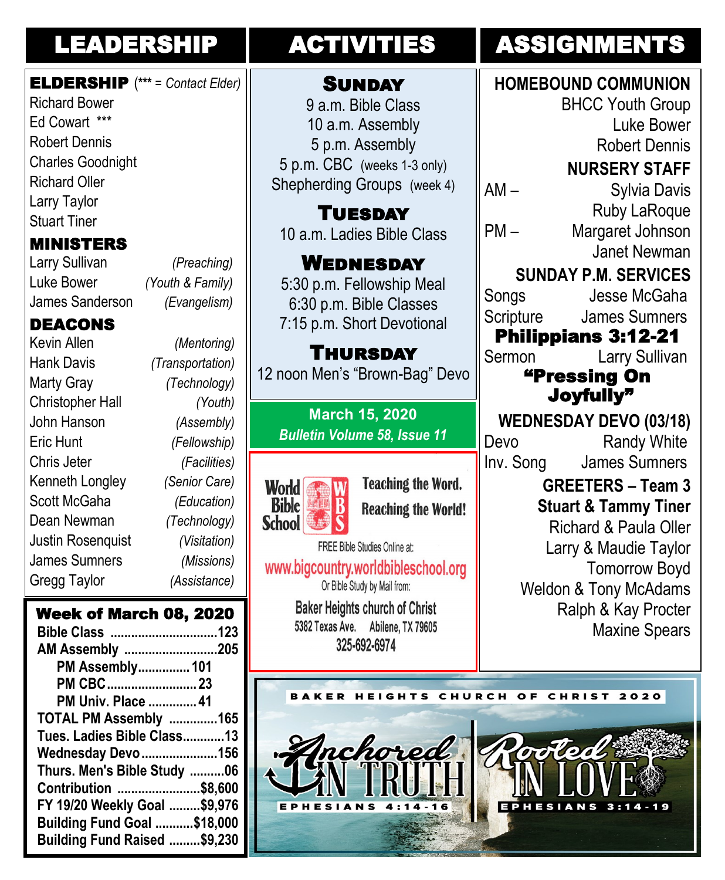# LEADERSHIP

## ELDERSHIP (*** = Contact Elder)

Richard Bower
Ed Cowart ***
Robert Dennis
Charles Goodnight
Richard Oller
Larry Taylor
Stuart Tiner

## MINISTERS

| | |
|---|---|
| Larry Sullivan | *(Preaching)* |
| Luke Bower | *(Youth & Family)* |
| James Sanderson | *(Evangelism)* |

## DEACONS

| | |
|---|---|
| Kevin Allen | *(Mentoring)* |
| Hank Davis | *(Transportation)* |
| Marty Gray | *(Technology)* |
| Christopher Hall | *(Youth)* |
| John Hanson | *(Assembly)* |
| Eric Hunt | *(Fellowship)* |
| Chris Jeter | *(Facilities)* |
| Kenneth Longley | *(Senior Care)* |
| Scott McGaha | *(Education)* |
| Dean Newman | *(Technology)* |
| Justin Rosenquist | *(Visitation)* |
| James Sumners | *(Missions)* |
| Gregg Taylor | *(Assistance)* |

## Week of March 08, 2020

| | |
|---|---|
| Bible Class | 123 |
| AM Assembly | 205 |
| PM Assembly | 101 |
| PM CBC | 23 |
| PM Univ. Place | 41 |
| TOTAL PM Assembly | 165 |
| Tues. Ladies Bible Class | 13 |
| Wednesday Devo | 156 |
| Thurs. Men's Bible Study | 06 |
| Contribution | $8,600 |
| FY 19/20 Weekly Goal | $9,976 |
| Building Fund Goal | $18,000 |
| Building Fund Raised | $9,230 |

# ACTIVITIES

## SUNDAY

9 a.m. Bible Class
10 a.m. Assembly
5 p.m. Assembly
5 p.m. CBC (weeks 1-3 only)
Shepherding Groups (week 4)

## TUESDAY

10 a.m. Ladies Bible Class

## WEDNESDAY

5:30 p.m. Fellowship Meal
6:30 p.m. Bible Classes
7:15 p.m. Short Devotional

## THURSDAY

12 noon Men's "Brown-Bag" Devo

**March 15, 2020**
***Bulletin Volume 58, Issue 11***

World Bible School — WBS
Teaching the Word. Reaching the World!

FREE Bible Studies Online at:
www.bigcountry.worldbibleschool.org
Or Bible Study by Mail from:
Baker Heights church of Christ
5382 Texas Ave. Abilene, TX 79605
325-692-6974

BAKER HEIGHTS CHURCH OF CHRIST 2020
Anchored IN TRUTH — EPHESIANS 4:14-16
Rooted IN LOVE — EPHESIANS 3:14-19

# ASSIGNMENTS

## HOMEBOUND COMMUNION

BHCC Youth Group
Luke Bower
Robert Dennis

## NURSERY STAFF

AM – Sylvia Davis, Ruby LaRoque
PM – Margaret Johnson, Janet Newman

## SUNDAY P.M. SERVICES

| | |
|---|---|
| Songs | Jesse McGaha |
| Scripture | James Sumners |

**Philippians 3:12-21**

| | |
|---|---|
| Sermon | Larry Sullivan |

**"Pressing On Joyfully"**

## WEDNESDAY DEVO (03/18)

| | |
|---|---|
| Devo | Randy White |
| Inv. Song | James Sumners |

## GREETERS – Team 3

**Stuart & Tammy Tiner**
Richard & Paula Oller
Larry & Maudie Taylor
Tomorrow Boyd
Weldon & Tony McAdams
Ralph & Kay Procter
Maxine Spears